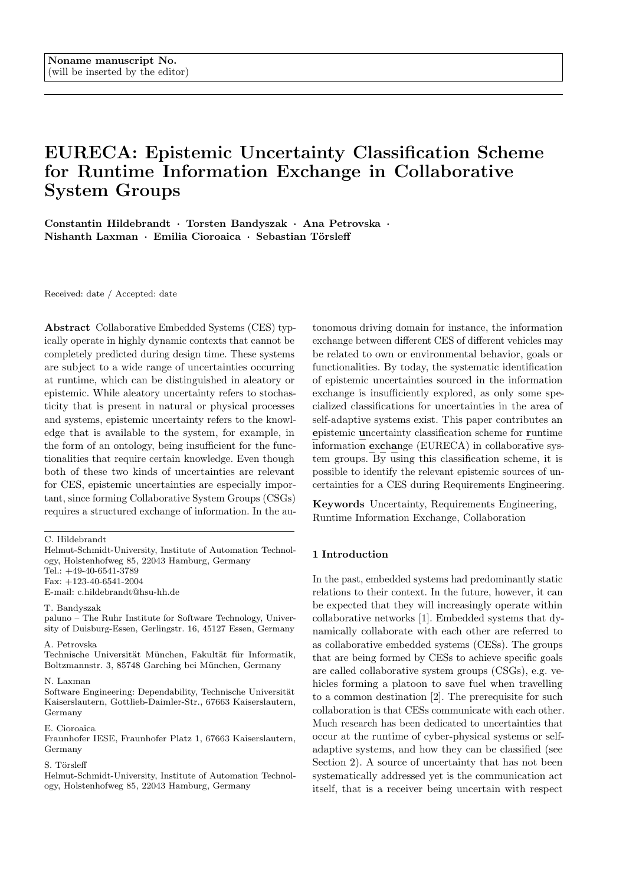Noname manuscript No.
(will be inserted by the editor)

# EURECA: Epistemic Uncertainty Classification Scheme for Runtime Information Exchange in Collaborative System Groups

**Constantin Hildebrandt · Torsten Bandyszak · Ana Petrovska · Nishanth Laxman · Emilia Cioroaica · Sebastian Törsleff**

Received: date / Accepted: date

**Abstract** Collaborative Embedded Systems (CES) typically operate in highly dynamic contexts that cannot be completely predicted during design time. These systems are subject to a wide range of uncertainties occurring at runtime, which can be distinguished in aleatory or epistemic. While aleatory uncertainty refers to stochasticity that is present in natural or physical processes and systems, epistemic uncertainty refers to the knowledge that is available to the system, for example, in the form of an ontology, being insufficient for the functionalities that require certain knowledge. Even though both of these two kinds of uncertainties are relevant for CES, epistemic uncertainties are especially important, since forming Collaborative System Groups (CSGs) requires a structured exchange of information. In the autonomous driving domain for instance, the information exchange between different CES of different vehicles may be related to own or environmental behavior, goals or functionalities. By today, the systematic identification of epistemic uncertainties sourced in the information exchange is insufficiently explored, as only some specialized classifications for uncertainties in the area of self-adaptive systems exist. This paper contributes an **e**pistemic **u**ncertainty classification scheme for **r**untime information **exch**ange (EURECA) in collaborative system groups. By using this classification scheme, it is possible to identify the relevant epistemic sources of uncertainties for a CES during Requirements Engineering.

**Keywords** Uncertainty, Requirements Engineering, Runtime Information Exchange, Collaboration

C. Hildebrandt
Helmut-Schmidt-University, Institute of Automation Technology, Holstenhofweg 85, 22043 Hamburg, Germany
Tel.: +49-40-6541-3789
Fax: +123-40-6541-2004
E-mail: c.hildebrandt@hsu-hh.de

T. Bandyszak
paluno – The Ruhr Institute for Software Technology, University of Duisburg-Essen, Gerlingstr. 16, 45127 Essen, Germany

A. Petrovska
Technische Universität München, Fakultät für Informatik, Boltzmannstr. 3, 85748 Garching bei München, Germany

N. Laxman
Software Engineering: Dependability, Technische Universität Kaiserslautern, Gottlieb-Daimler-Str., 67663 Kaiserslautern, Germany

E. Cioroaica
Fraunhofer IESE, Fraunhofer Platz 1, 67663 Kaiserslautern, Germany

S. Törsleff
Helmut-Schmidt-University, Institute of Automation Technology, Holstenhofweg 85, 22043 Hamburg, Germany

## 1 Introduction

In the past, embedded systems had predominantly static relations to their context. In the future, however, it can be expected that they will increasingly operate within collaborative networks [1]. Embedded systems that dynamically collaborate with each other are referred to as collaborative embedded systems (CESs). The groups that are being formed by CESs to achieve specific goals are called collaborative system groups (CSGs), e.g. vehicles forming a platoon to save fuel when travelling to a common destination [2]. The prerequisite for such collaboration is that CESs communicate with each other. Much research has been dedicated to uncertainties that occur at the runtime of cyber-physical systems or self-adaptive systems, and how they can be classified (see Section 2). A source of uncertainty that has not been systematically addressed yet is the communication act itself, that is a receiver being uncertain with respect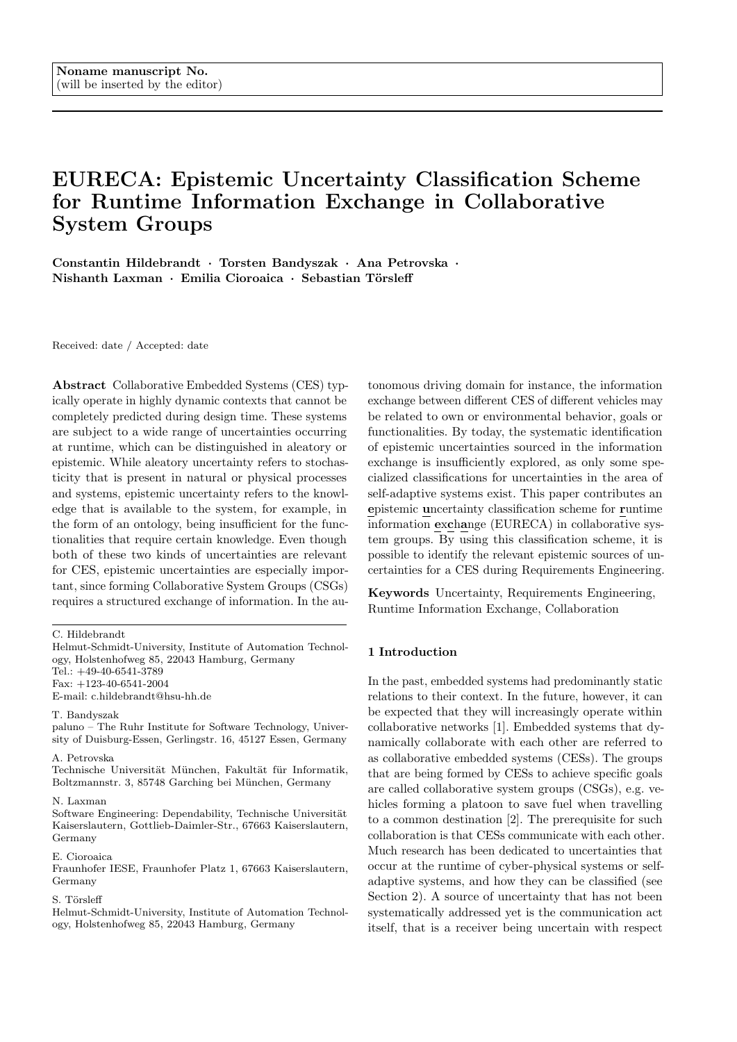Noname manuscript No.
(will be inserted by the editor)

# EURECA: Epistemic Uncertainty Classification Scheme for Runtime Information Exchange in Collaborative System Groups

**Constantin Hildebrandt · Torsten Bandyszak · Ana Petrovska · Nishanth Laxman · Emilia Cioroaica · Sebastian Törsleff**

Received: date / Accepted: date

**Abstract** Collaborative Embedded Systems (CES) typically operate in highly dynamic contexts that cannot be completely predicted during design time. These systems are subject to a wide range of uncertainties occurring at runtime, which can be distinguished in aleatory or epistemic. While aleatory uncertainty refers to stochasticity that is present in natural or physical processes and systems, epistemic uncertainty refers to the knowledge that is available to the system, for example, in the form of an ontology, being insufficient for the functionalities that require certain knowledge. Even though both of these two kinds of uncertainties are relevant for CES, epistemic uncertainties are especially important, since forming Collaborative System Groups (CSGs) requires a structured exchange of information. In the autonomous driving domain for instance, the information exchange between different CES of different vehicles may be related to own or environmental behavior, goals or functionalities. By today, the systematic identification of epistemic uncertainties sourced in the information exchange is insufficiently explored, as only some specialized classifications for uncertainties in the area of self-adaptive systems exist. This paper contributes an **e**pistemic **u**ncertainty classification scheme for **r**untime information **exc**h**a**nge (EURECA) in collaborative system groups. By using this classification scheme, it is possible to identify the relevant epistemic sources of uncertainties for a CES during Requirements Engineering.

**Keywords** Uncertainty, Requirements Engineering, Runtime Information Exchange, Collaboration

C. Hildebrandt
Helmut-Schmidt-University, Institute of Automation Technology, Holstenhofweg 85, 22043 Hamburg, Germany
Tel.: +49-40-6541-3789
Fax: +123-40-6541-2004
E-mail: c.hildebrandt@hsu-hh.de

T. Bandyszak
paluno – The Ruhr Institute for Software Technology, University of Duisburg-Essen, Gerlingstr. 16, 45127 Essen, Germany

A. Petrovska
Technische Universität München, Fakultät für Informatik, Boltzmannstr. 3, 85748 Garching bei München, Germany

N. Laxman
Software Engineering: Dependability, Technische Universität Kaiserslautern, Gottlieb-Daimler-Str., 67663 Kaiserslautern, Germany

E. Cioroaica
Fraunhofer IESE, Fraunhofer Platz 1, 67663 Kaiserslautern, Germany

S. Törsleff
Helmut-Schmidt-University, Institute of Automation Technology, Holstenhofweg 85, 22043 Hamburg, Germany

## 1 Introduction

In the past, embedded systems had predominantly static relations to their context. In the future, however, it can be expected that they will increasingly operate within collaborative networks [1]. Embedded systems that dynamically collaborate with each other are referred to as collaborative embedded systems (CESs). The groups that are being formed by CESs to achieve specific goals are called collaborative system groups (CSGs), e.g. vehicles forming a platoon to save fuel when travelling to a common destination [2]. The prerequisite for such collaboration is that CESs communicate with each other. Much research has been dedicated to uncertainties that occur at the runtime of cyber-physical systems or self-adaptive systems, and how they can be classified (see Section 2). A source of uncertainty that has not been systematically addressed yet is the communication act itself, that is a receiver being uncertain with respect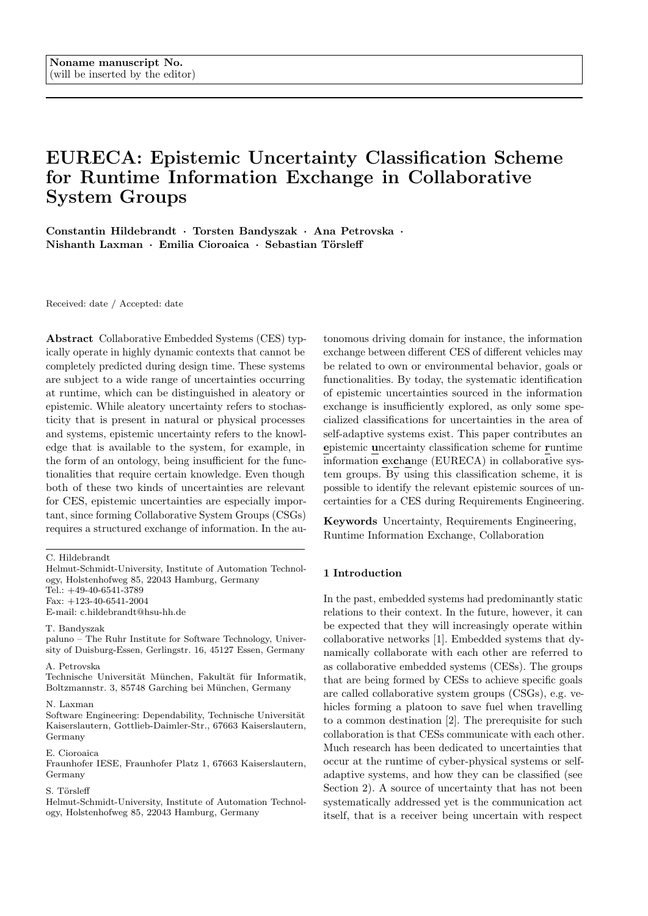Noname manuscript No.
(will be inserted by the editor)

# EURECA: Epistemic Uncertainty Classification Scheme for Runtime Information Exchange in Collaborative System Groups

**Constantin Hildebrandt · Torsten Bandyszak · Ana Petrovska · Nishanth Laxman · Emilia Cioroaica · Sebastian Törsleff**

Received: date / Accepted: date

**Abstract** Collaborative Embedded Systems (CES) typically operate in highly dynamic contexts that cannot be completely predicted during design time. These systems are subject to a wide range of uncertainties occurring at runtime, which can be distinguished in aleatory or epistemic. While aleatory uncertainty refers to stochasticity that is present in natural or physical processes and systems, epistemic uncertainty refers to the knowledge that is available to the system, for example, in the form of an ontology, being insufficient for the functionalities that require certain knowledge. Even though both of these two kinds of uncertainties are relevant for CES, epistemic uncertainties are especially important, since forming Collaborative System Groups (CSGs) requires a structured exchange of information. In the autonomous driving domain for instance, the information exchange between different CES of different vehicles may be related to own or environmental behavior, goals or functionalities. By today, the systematic identification of epistemic uncertainties sourced in the information exchange is insufficiently explored, as only some specialized classifications for uncertainties in the area of self-adaptive systems exist. This paper contributes an **e**pistemic **u**ncertainty classification scheme for **r**untime information **exch**a**nge** (EURECA) in collaborative system groups. By using this classification scheme, it is possible to identify the relevant epistemic sources of uncertainties for a CES during Requirements Engineering.

**Keywords** Uncertainty, Requirements Engineering, Runtime Information Exchange, Collaboration

C. Hildebrandt
Helmut-Schmidt-University, Institute of Automation Technology, Holstenhofweg 85, 22043 Hamburg, Germany
Tel.: +49-40-6541-3789
Fax: +123-40-6541-2004
E-mail: c.hildebrandt@hsu-hh.de

T. Bandyszak
paluno – The Ruhr Institute for Software Technology, University of Duisburg-Essen, Gerlingstr. 16, 45127 Essen, Germany

A. Petrovska
Technische Universität München, Fakultät für Informatik, Boltzmannstr. 3, 85748 Garching bei München, Germany

N. Laxman
Software Engineering: Dependability, Technische Universität Kaiserslautern, Gottlieb-Daimler-Str., 67663 Kaiserslautern, Germany

E. Cioroaica
Fraunhofer IESE, Fraunhofer Platz 1, 67663 Kaiserslautern, Germany

S. Törsleff
Helmut-Schmidt-University, Institute of Automation Technology, Holstenhofweg 85, 22043 Hamburg, Germany

## 1 Introduction

In the past, embedded systems had predominantly static relations to their context. In the future, however, it can be expected that they will increasingly operate within collaborative networks [1]. Embedded systems that dynamically collaborate with each other are referred to as collaborative embedded systems (CESs). The groups that are being formed by CESs to achieve specific goals are called collaborative system groups (CSGs), e.g. vehicles forming a platoon to save fuel when travelling to a common destination [2]. The prerequisite for such collaboration is that CESs communicate with each other. Much research has been dedicated to uncertainties that occur at the runtime of cyber-physical systems or self-adaptive systems, and how they can be classified (see Section 2). A source of uncertainty that has not been systematically addressed yet is the communication act itself, that is a receiver being uncertain with respect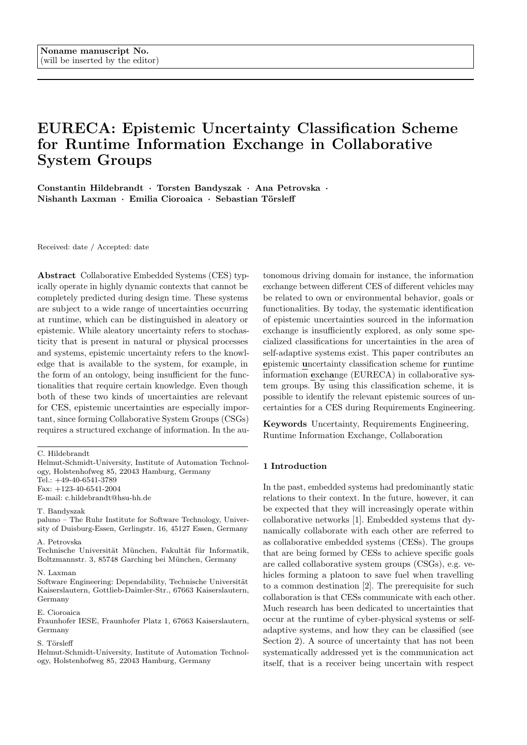Noname manuscript No.
(will be inserted by the editor)

# EURECA: Epistemic Uncertainty Classification Scheme for Runtime Information Exchange in Collaborative System Groups

**Constantin Hildebrandt · Torsten Bandyszak · Ana Petrovska · Nishanth Laxman · Emilia Cioroaica · Sebastian Törsleff**

Received: date / Accepted: date

**Abstract** Collaborative Embedded Systems (CES) typically operate in highly dynamic contexts that cannot be completely predicted during design time. These systems are subject to a wide range of uncertainties occurring at runtime, which can be distinguished in aleatory or epistemic. While aleatory uncertainty refers to stochasticity that is present in natural or physical processes and systems, epistemic uncertainty refers to the knowledge that is available to the system, for example, in the form of an ontology, being insufficient for the functionalities that require certain knowledge. Even though both of these two kinds of uncertainties are relevant for CES, epistemic uncertainties are especially important, since forming Collaborative System Groups (CSGs) requires a structured exchange of information. In the autonomous driving domain for instance, the information exchange between different CES of different vehicles may be related to own or environmental behavior, goals or functionalities. By today, the systematic identification of epistemic uncertainties sourced in the information exchange is insufficiently explored, as only some specialized classifications for uncertainties in the area of self-adaptive systems exist. This paper contributes an **e**pistemic **u**ncertainty classification scheme for **r**untime information **exch**ange (EURECA) in collaborative system groups. By using this classification scheme, it is possible to identify the relevant epistemic sources of uncertainties for a CES during Requirements Engineering.

**Keywords** Uncertainty, Requirements Engineering, Runtime Information Exchange, Collaboration

C. Hildebrandt
Helmut-Schmidt-University, Institute of Automation Technology, Holstenhofweg 85, 22043 Hamburg, Germany
Tel.: +49-40-6541-3789
Fax: +123-40-6541-2004
E-mail: c.hildebrandt@hsu-hh.de

T. Bandyszak
paluno – The Ruhr Institute for Software Technology, University of Duisburg-Essen, Gerlingstr. 16, 45127 Essen, Germany

A. Petrovska
Technische Universität München, Fakultät für Informatik, Boltzmannstr. 3, 85748 Garching bei München, Germany

N. Laxman
Software Engineering: Dependability, Technische Universität Kaiserslautern, Gottlieb-Daimler-Str., 67663 Kaiserslautern, Germany

E. Cioroaica
Fraunhofer IESE, Fraunhofer Platz 1, 67663 Kaiserslautern, Germany

S. Törsleff
Helmut-Schmidt-University, Institute of Automation Technology, Holstenhofweg 85, 22043 Hamburg, Germany

## 1 Introduction

In the past, embedded systems had predominantly static relations to their context. In the future, however, it can be expected that they will increasingly operate within collaborative networks [1]. Embedded systems that dynamically collaborate with each other are referred to as collaborative embedded systems (CESs). The groups that are being formed by CESs to achieve specific goals are called collaborative system groups (CSGs), e.g. vehicles forming a platoon to save fuel when travelling to a common destination [2]. The prerequisite for such collaboration is that CESs communicate with each other. Much research has been dedicated to uncertainties that occur at the runtime of cyber-physical systems or self-adaptive systems, and how they can be classified (see Section 2). A source of uncertainty that has not been systematically addressed yet is the communication act itself, that is a receiver being uncertain with respect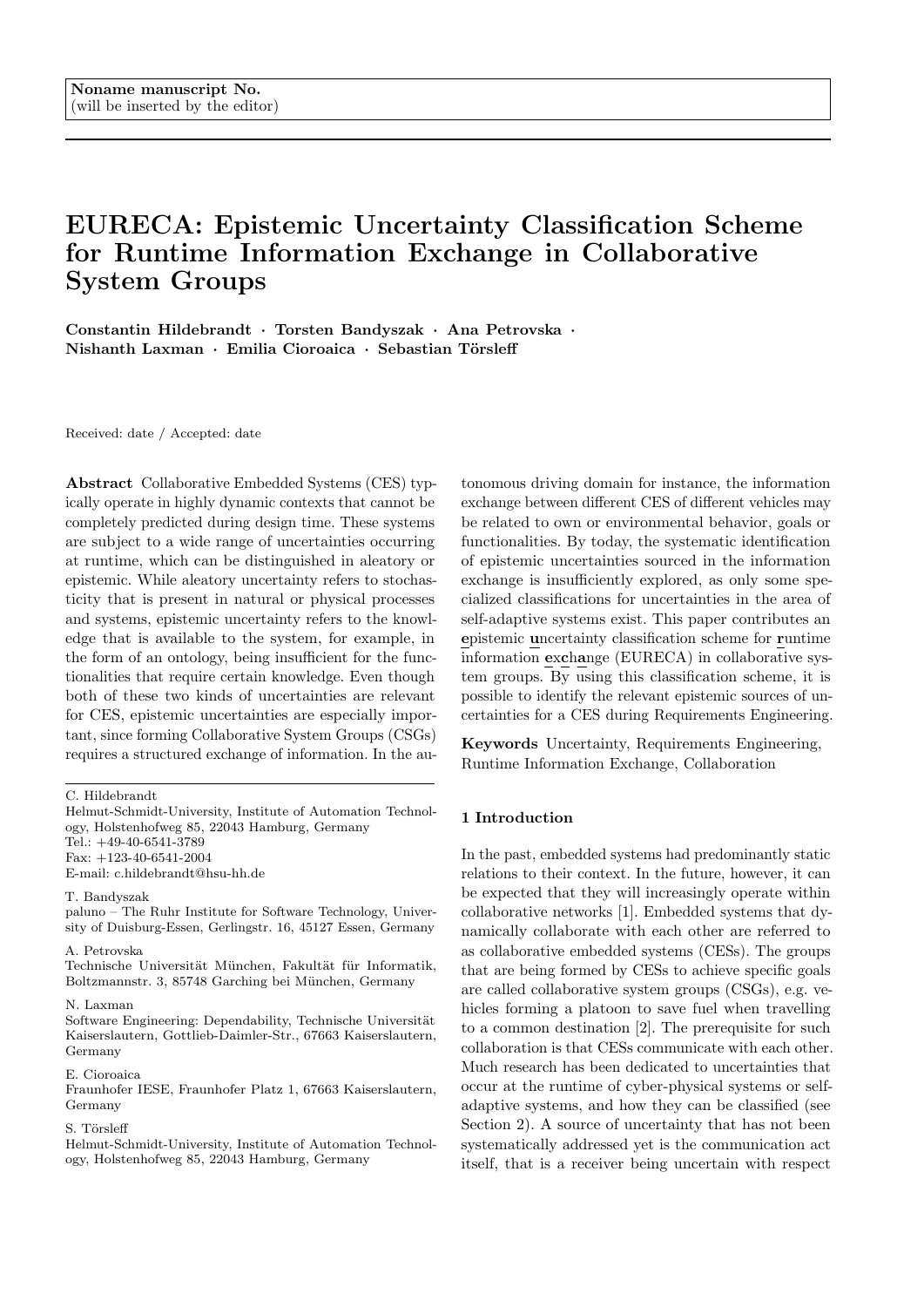Noname manuscript No.
(will be inserted by the editor)

# EURECA: Epistemic Uncertainty Classification Scheme for Runtime Information Exchange in Collaborative System Groups

**Constantin Hildebrandt · Torsten Bandyszak · Ana Petrovska · Nishanth Laxman · Emilia Cioroaica · Sebastian Törsleff**

Received: date / Accepted: date

**Abstract** Collaborative Embedded Systems (CES) typically operate in highly dynamic contexts that cannot be completely predicted during design time. These systems are subject to a wide range of uncertainties occurring at runtime, which can be distinguished in aleatory or epistemic. While aleatory uncertainty refers to stochasticity that is present in natural or physical processes and systems, epistemic uncertainty refers to the knowledge that is available to the system, for example, in the form of an ontology, being insufficient for the functionalities that require certain knowledge. Even though both of these two kinds of uncertainties are relevant for CES, epistemic uncertainties are especially important, since forming Collaborative System Groups (CSGs) requires a structured exchange of information. In the autonomous driving domain for instance, the information exchange between different CES of different vehicles may be related to own or environmental behavior, goals or functionalities. By today, the systematic identification of epistemic uncertainties sourced in the information exchange is insufficiently explored, as only some specialized classifications for uncertainties in the area of self-adaptive systems exist. This paper contributes an **e**pistemic **u**ncertainty classification scheme for **r**untime information **exch**ange (EURECA) in collaborative system groups. By using this classification scheme, it is possible to identify the relevant epistemic sources of uncertainties for a CES during Requirements Engineering.

**Keywords** Uncertainty, Requirements Engineering, Runtime Information Exchange, Collaboration

---

C. Hildebrandt
Helmut-Schmidt-University, Institute of Automation Technology, Holstenhofweg 85, 22043 Hamburg, Germany
Tel.: +49-40-6541-3789
Fax: +123-40-6541-2004
E-mail: c.hildebrandt@hsu-hh.de

T. Bandyszak
paluno – The Ruhr Institute for Software Technology, University of Duisburg-Essen, Gerlingstr. 16, 45127 Essen, Germany

A. Petrovska
Technische Universität München, Fakultät für Informatik, Boltzmannstr. 3, 85748 Garching bei München, Germany

N. Laxman
Software Engineering: Dependability, Technische Universität Kaiserslautern, Gottlieb-Daimler-Str., 67663 Kaiserslautern, Germany

E. Cioroaica
Fraunhofer IESE, Fraunhofer Platz 1, 67663 Kaiserslautern, Germany

S. Törsleff
Helmut-Schmidt-University, Institute of Automation Technology, Holstenhofweg 85, 22043 Hamburg, Germany

## 1 Introduction

In the past, embedded systems had predominantly static relations to their context. In the future, however, it can be expected that they will increasingly operate within collaborative networks [1]. Embedded systems that dynamically collaborate with each other are referred to as collaborative embedded systems (CESs). The groups that are being formed by CESs to achieve specific goals are called collaborative system groups (CSGs), e.g. vehicles forming a platoon to save fuel when travelling to a common destination [2]. The prerequisite for such collaboration is that CESs communicate with each other. Much research has been dedicated to uncertainties that occur at the runtime of cyber-physical systems or self-adaptive systems, and how they can be classified (see Section 2). A source of uncertainty that has not been systematically addressed yet is the communication act itself, that is a receiver being uncertain with respect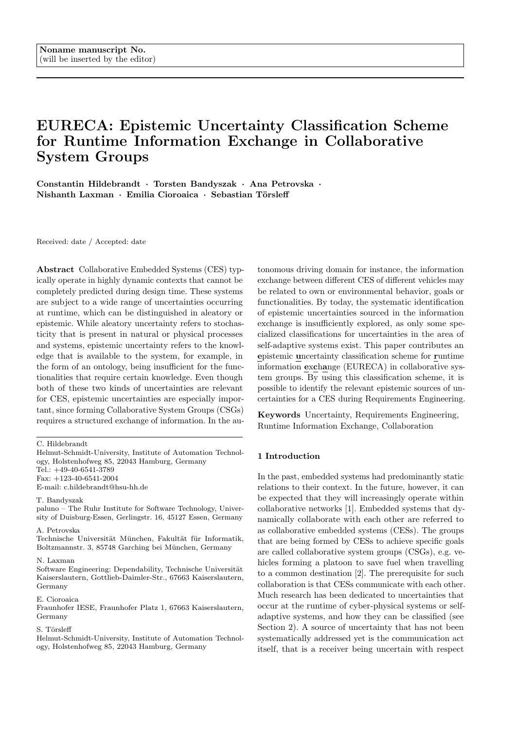Noname manuscript No.
(will be inserted by the editor)

# EURECA: Epistemic Uncertainty Classification Scheme for Runtime Information Exchange in Collaborative System Groups

**Constantin Hildebrandt · Torsten Bandyszak · Ana Petrovska · Nishanth Laxman · Emilia Cioroaica · Sebastian Törsleff**

Received: date / Accepted: date

**Abstract** Collaborative Embedded Systems (CES) typically operate in highly dynamic contexts that cannot be completely predicted during design time. These systems are subject to a wide range of uncertainties occurring at runtime, which can be distinguished in aleatory or epistemic. While aleatory uncertainty refers to stochasticity that is present in natural or physical processes and systems, epistemic uncertainty refers to the knowledge that is available to the system, for example, in the form of an ontology, being insufficient for the functionalities that require certain knowledge. Even though both of these two kinds of uncertainties are relevant for CES, epistemic uncertainties are especially important, since forming Collaborative System Groups (CSGs) requires a structured exchange of information. In the autonomous driving domain for instance, the information exchange between different CES of different vehicles may be related to own or environmental behavior, goals or functionalities. By today, the systematic identification of epistemic uncertainties sourced in the information exchange is insufficiently explored, as only some specialized classifications for uncertainties in the area of self-adaptive systems exist. This paper contributes an **e**pistemic **u**ncertainty classification scheme for **r**untime information **exch**ange (EURECA) in collaborative system groups. By using this classification scheme, it is possible to identify the relevant epistemic sources of uncertainties for a CES during Requirements Engineering.

**Keywords** Uncertainty, Requirements Engineering, Runtime Information Exchange, Collaboration

C. Hildebrandt
Helmut-Schmidt-University, Institute of Automation Technology, Holstenhofweg 85, 22043 Hamburg, Germany
Tel.: +49-40-6541-3789
Fax: +123-40-6541-2004
E-mail: c.hildebrandt@hsu-hh.de

T. Bandyszak
paluno – The Ruhr Institute for Software Technology, University of Duisburg-Essen, Gerlingstr. 16, 45127 Essen, Germany

A. Petrovska
Technische Universität München, Fakultät für Informatik, Boltzmannstr. 3, 85748 Garching bei München, Germany

N. Laxman
Software Engineering: Dependability, Technische Universität Kaiserslautern, Gottlieb-Daimler-Str., 67663 Kaiserslautern, Germany

E. Cioroaica
Fraunhofer IESE, Fraunhofer Platz 1, 67663 Kaiserslautern, Germany

S. Törsleff
Helmut-Schmidt-University, Institute of Automation Technology, Holstenhofweg 85, 22043 Hamburg, Germany

## 1 Introduction

In the past, embedded systems had predominantly static relations to their context. In the future, however, it can be expected that they will increasingly operate within collaborative networks [1]. Embedded systems that dynamically collaborate with each other are referred to as collaborative embedded systems (CESs). The groups that are being formed by CESs to achieve specific goals are called collaborative system groups (CSGs), e.g. vehicles forming a platoon to save fuel when travelling to a common destination [2]. The prerequisite for such collaboration is that CESs communicate with each other. Much research has been dedicated to uncertainties that occur at the runtime of cyber-physical systems or self-adaptive systems, and how they can be classified (see Section 2). A source of uncertainty that has not been systematically addressed yet is the communication act itself, that is a receiver being uncertain with respect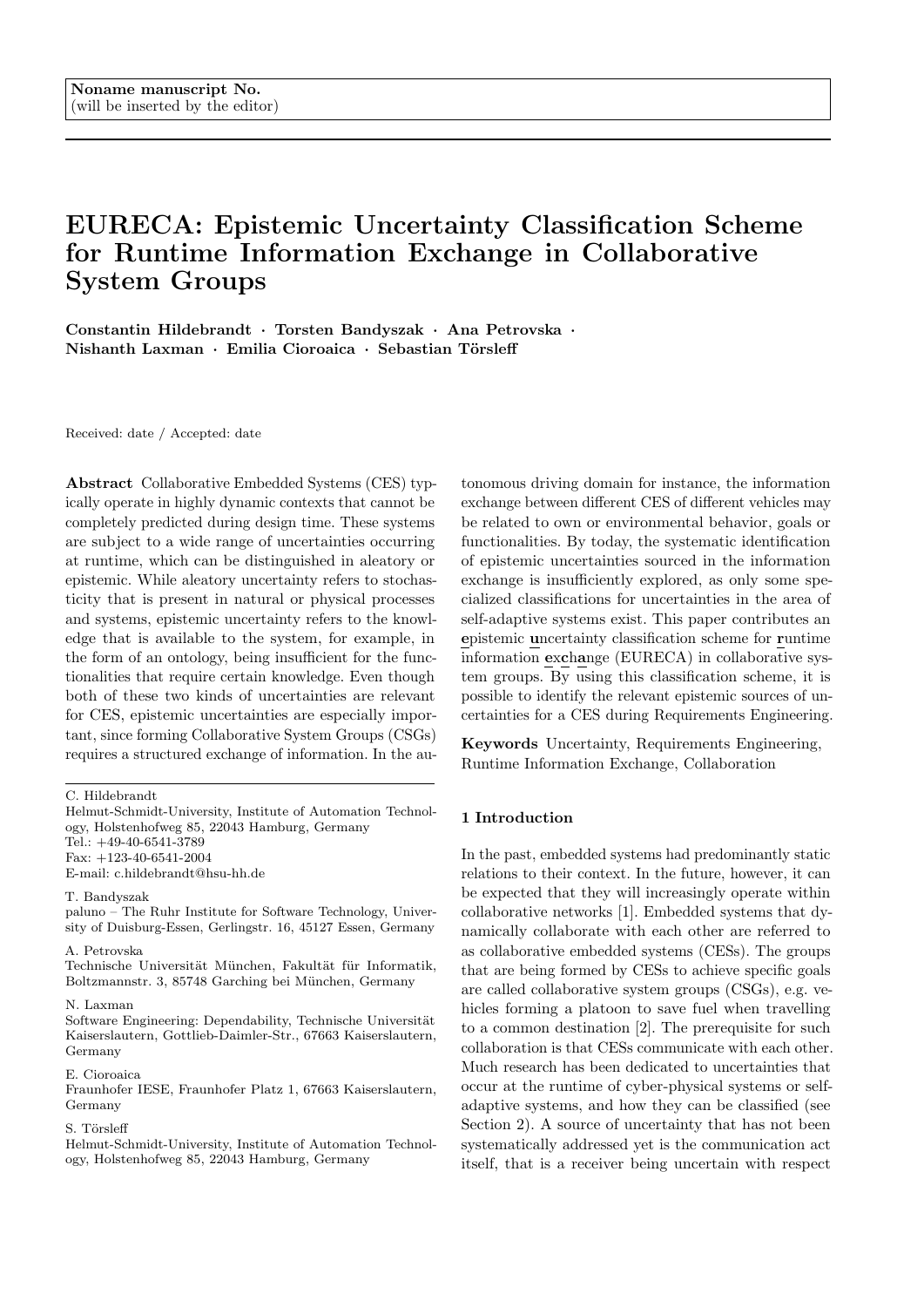Noname manuscript No.
(will be inserted by the editor)

# EURECA: Epistemic Uncertainty Classification Scheme for Runtime Information Exchange in Collaborative System Groups

**Constantin Hildebrandt · Torsten Bandyszak · Ana Petrovska · Nishanth Laxman · Emilia Cioroaica · Sebastian Törsleff**

Received: date / Accepted: date

**Abstract** Collaborative Embedded Systems (CES) typically operate in highly dynamic contexts that cannot be completely predicted during design time. These systems are subject to a wide range of uncertainties occurring at runtime, which can be distinguished in aleatory or epistemic. While aleatory uncertainty refers to stochasticity that is present in natural or physical processes and systems, epistemic uncertainty refers to the knowledge that is available to the system, for example, in the form of an ontology, being insufficient for the functionalities that require certain knowledge. Even though both of these two kinds of uncertainties are relevant for CES, epistemic uncertainties are especially important, since forming Collaborative System Groups (CSGs) requires a structured exchange of information. In the autonomous driving domain for instance, the information exchange between different CES of different vehicles may be related to own or environmental behavior, goals or functionalities. By today, the systematic identification of epistemic uncertainties sourced in the information exchange is insufficiently explored, as only some specialized classifications for uncertainties in the area of self-adaptive systems exist. This paper contributes an **e**pistemic **u**ncertainty classification scheme for **r**untime information **exch**a**nge (EURECA) in collaborative system groups. By using this classification scheme, it is possible to identify the relevant epistemic sources of uncertainties for a CES during Requirements Engineering.

**Keywords** Uncertainty, Requirements Engineering, Runtime Information Exchange, Collaboration

C. Hildebrandt
Helmut-Schmidt-University, Institute of Automation Technology, Holstenhofweg 85, 22043 Hamburg, Germany
Tel.: +49-40-6541-3789
Fax: +123-40-6541-2004
E-mail: c.hildebrandt@hsu-hh.de

T. Bandyszak
paluno – The Ruhr Institute for Software Technology, University of Duisburg-Essen, Gerlingstr. 16, 45127 Essen, Germany

A. Petrovska
Technische Universität München, Fakultät für Informatik, Boltzmannstr. 3, 85748 Garching bei München, Germany

N. Laxman
Software Engineering: Dependability, Technische Universität Kaiserslautern, Gottlieb-Daimler-Str., 67663 Kaiserslautern, Germany

E. Cioroaica
Fraunhofer IESE, Fraunhofer Platz 1, 67663 Kaiserslautern, Germany

S. Törsleff
Helmut-Schmidt-University, Institute of Automation Technology, Holstenhofweg 85, 22043 Hamburg, Germany

## 1 Introduction

In the past, embedded systems had predominantly static relations to their context. In the future, however, it can be expected that they will increasingly operate within collaborative networks [1]. Embedded systems that dynamically collaborate with each other are referred to as collaborative embedded systems (CESs). The groups that are being formed by CESs to achieve specific goals are called collaborative system groups (CSGs), e.g. vehicles forming a platoon to save fuel when travelling to a common destination [2]. The prerequisite for such collaboration is that CESs communicate with each other. Much research has been dedicated to uncertainties that occur at the runtime of cyber-physical systems or self-adaptive systems, and how they can be classified (see Section 2). A source of uncertainty that has not been systematically addressed yet is the communication act itself, that is a receiver being uncertain with respect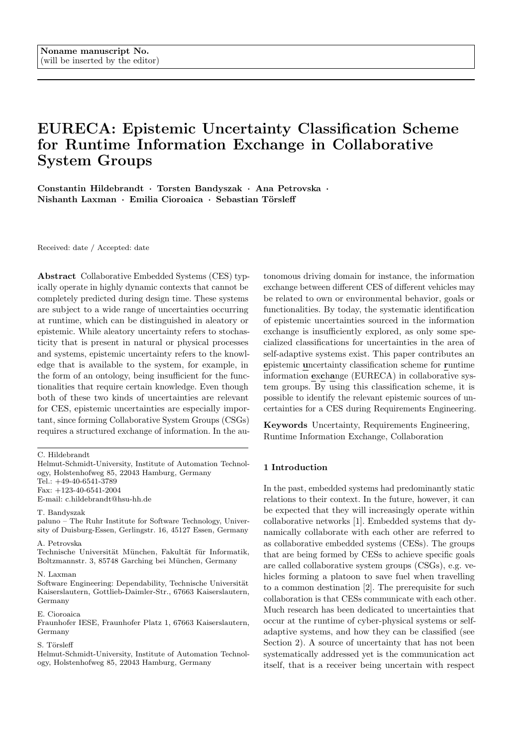Noname manuscript No.
(will be inserted by the editor)

# EURECA: Epistemic Uncertainty Classification Scheme for Runtime Information Exchange in Collaborative System Groups

**Constantin Hildebrandt · Torsten Bandyszak · Ana Petrovska · Nishanth Laxman · Emilia Cioroaica · Sebastian Törsleff**

Received: date / Accepted: date

**Abstract** Collaborative Embedded Systems (CES) typically operate in highly dynamic contexts that cannot be completely predicted during design time. These systems are subject to a wide range of uncertainties occurring at runtime, which can be distinguished in aleatory or epistemic. While aleatory uncertainty refers to stochasticity that is present in natural or physical processes and systems, epistemic uncertainty refers to the knowledge that is available to the system, for example, in the form of an ontology, being insufficient for the functionalities that require certain knowledge. Even though both of these two kinds of uncertainties are relevant for CES, epistemic uncertainties are especially important, since forming Collaborative System Groups (CSGs) requires a structured exchange of information. In the autonomous driving domain for instance, the information exchange between different CES of different vehicles may be related to own or environmental behavior, goals or functionalities. By today, the systematic identification of epistemic uncertainties sourced in the information exchange is insufficiently explored, as only some specialized classifications for uncertainties in the area of self-adaptive systems exist. This paper contributes an **e**pistemic **u**ncertainty classification scheme for **r**untime information **exch**a**nge** (EURECA) in collaborative system groups. By using this classification scheme, it is possible to identify the relevant epistemic sources of uncertainties for a CES during Requirements Engineering.

**Keywords** Uncertainty, Requirements Engineering, Runtime Information Exchange, Collaboration

---

C. Hildebrandt
Helmut-Schmidt-University, Institute of Automation Technology, Holstenhofweg 85, 22043 Hamburg, Germany
Tel.: +49-40-6541-3789
Fax: +123-40-6541-2004
E-mail: c.hildebrandt@hsu-hh.de

T. Bandyszak
paluno – The Ruhr Institute for Software Technology, University of Duisburg-Essen, Gerlingstr. 16, 45127 Essen, Germany

A. Petrovska
Technische Universität München, Fakultät für Informatik, Boltzmannstr. 3, 85748 Garching bei München, Germany

N. Laxman
Software Engineering: Dependability, Technische Universität Kaiserslautern, Gottlieb-Daimler-Str., 67663 Kaiserslautern, Germany

E. Cioroaica
Fraunhofer IESE, Fraunhofer Platz 1, 67663 Kaiserslautern, Germany

S. Törsleff
Helmut-Schmidt-University, Institute of Automation Technology, Holstenhofweg 85, 22043 Hamburg, Germany

## 1 Introduction

In the past, embedded systems had predominantly static relations to their context. In the future, however, it can be expected that they will increasingly operate within collaborative networks [1]. Embedded systems that dynamically collaborate with each other are referred to as collaborative embedded systems (CESs). The groups that are being formed by CESs to achieve specific goals are called collaborative system groups (CSGs), e.g. vehicles forming a platoon to save fuel when travelling to a common destination [2]. The prerequisite for such collaboration is that CESs communicate with each other. Much research has been dedicated to uncertainties that occur at the runtime of cyber-physical systems or self-adaptive systems, and how they can be classified (see Section 2). A source of uncertainty that has not been systematically addressed yet is the communication act itself, that is a receiver being uncertain with respect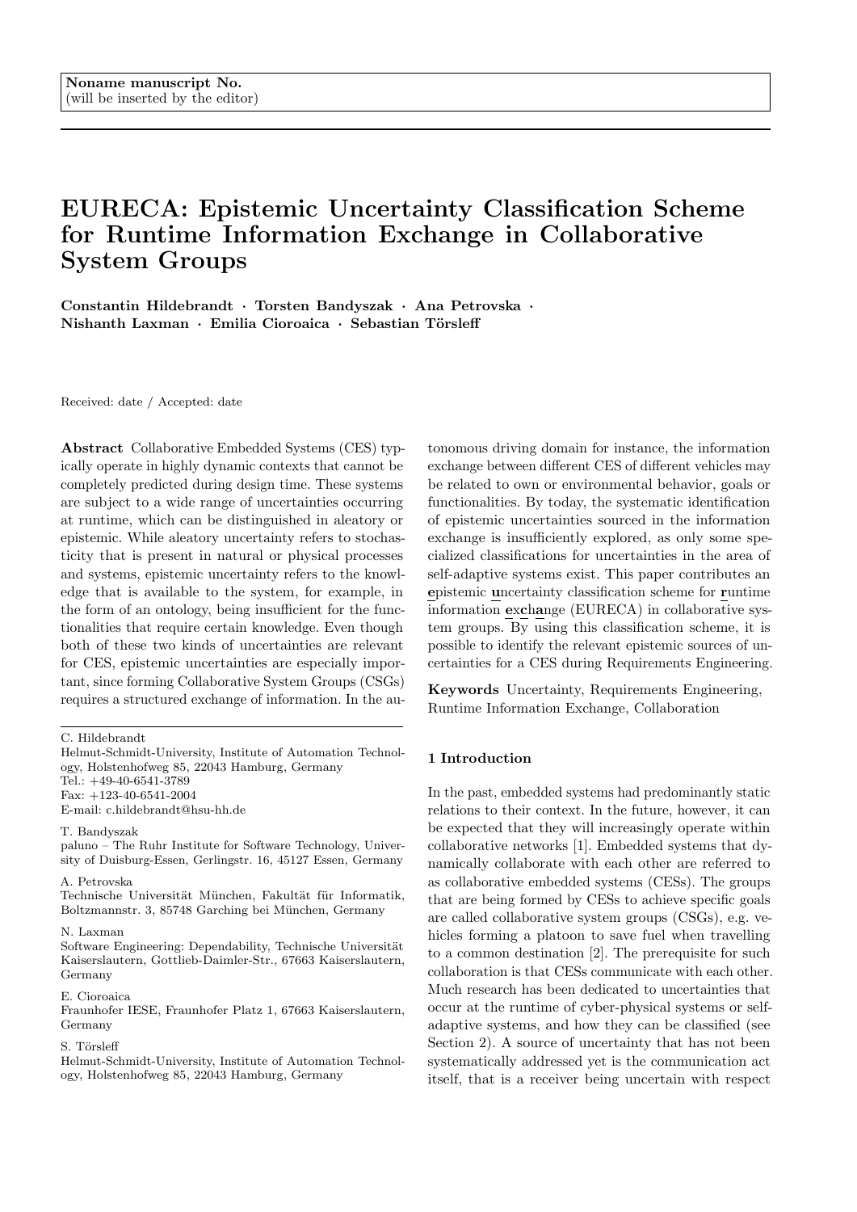Noname manuscript No.
(will be inserted by the editor)

# EURECA: Epistemic Uncertainty Classification Scheme for Runtime Information Exchange in Collaborative System Groups

**Constantin Hildebrandt · Torsten Bandyszak · Ana Petrovska · Nishanth Laxman · Emilia Cioroaica · Sebastian Törsleff**

Received: date / Accepted: date

**Abstract** Collaborative Embedded Systems (CES) typically operate in highly dynamic contexts that cannot be completely predicted during design time. These systems are subject to a wide range of uncertainties occurring at runtime, which can be distinguished in aleatory or epistemic. While aleatory uncertainty refers to stochasticity that is present in natural or physical processes and systems, epistemic uncertainty refers to the knowledge that is available to the system, for example, in the form of an ontology, being insufficient for the functionalities that require certain knowledge. Even though both of these two kinds of uncertainties are relevant for CES, epistemic uncertainties are especially important, since forming Collaborative System Groups (CSGs) requires a structured exchange of information. In the autonomous driving domain for instance, the information exchange between different CES of different vehicles may be related to own or environmental behavior, goals or functionalities. By today, the systematic identification of epistemic uncertainties sourced in the information exchange is insufficiently explored, as only some specialized classifications for uncertainties in the area of self-adaptive systems exist. This paper contributes an **e**pistemic **u**ncertainty classification scheme for **r**untime information **exch**a**n**ge (EURECA) in collaborative system groups. By using this classification scheme, it is possible to identify the relevant epistemic sources of uncertainties for a CES during Requirements Engineering.

**Keywords** Uncertainty, Requirements Engineering, Runtime Information Exchange, Collaboration

C. Hildebrandt
Helmut-Schmidt-University, Institute of Automation Technology, Holstenhofweg 85, 22043 Hamburg, Germany
Tel.: +49-40-6541-3789
Fax: +123-40-6541-2004
E-mail: c.hildebrandt@hsu-hh.de

T. Bandyszak
paluno – The Ruhr Institute for Software Technology, University of Duisburg-Essen, Gerlingstr. 16, 45127 Essen, Germany

A. Petrovska
Technische Universität München, Fakultät für Informatik, Boltzmannstr. 3, 85748 Garching bei München, Germany

N. Laxman
Software Engineering: Dependability, Technische Universität Kaiserslautern, Gottlieb-Daimler-Str., 67663 Kaiserslautern, Germany

E. Cioroaica
Fraunhofer IESE, Fraunhofer Platz 1, 67663 Kaiserslautern, Germany

S. Törsleff
Helmut-Schmidt-University, Institute of Automation Technology, Holstenhofweg 85, 22043 Hamburg, Germany

## 1 Introduction

In the past, embedded systems had predominantly static relations to their context. In the future, however, it can be expected that they will increasingly operate within collaborative networks [1]. Embedded systems that dynamically collaborate with each other are referred to as collaborative embedded systems (CESs). The groups that are being formed by CESs to achieve specific goals are called collaborative system groups (CSGs), e.g. vehicles forming a platoon to save fuel when travelling to a common destination [2]. The prerequisite for such collaboration is that CESs communicate with each other. Much research has been dedicated to uncertainties that occur at the runtime of cyber-physical systems or self-adaptive systems, and how they can be classified (see Section 2). A source of uncertainty that has not been systematically addressed yet is the communication act itself, that is a receiver being uncertain with respect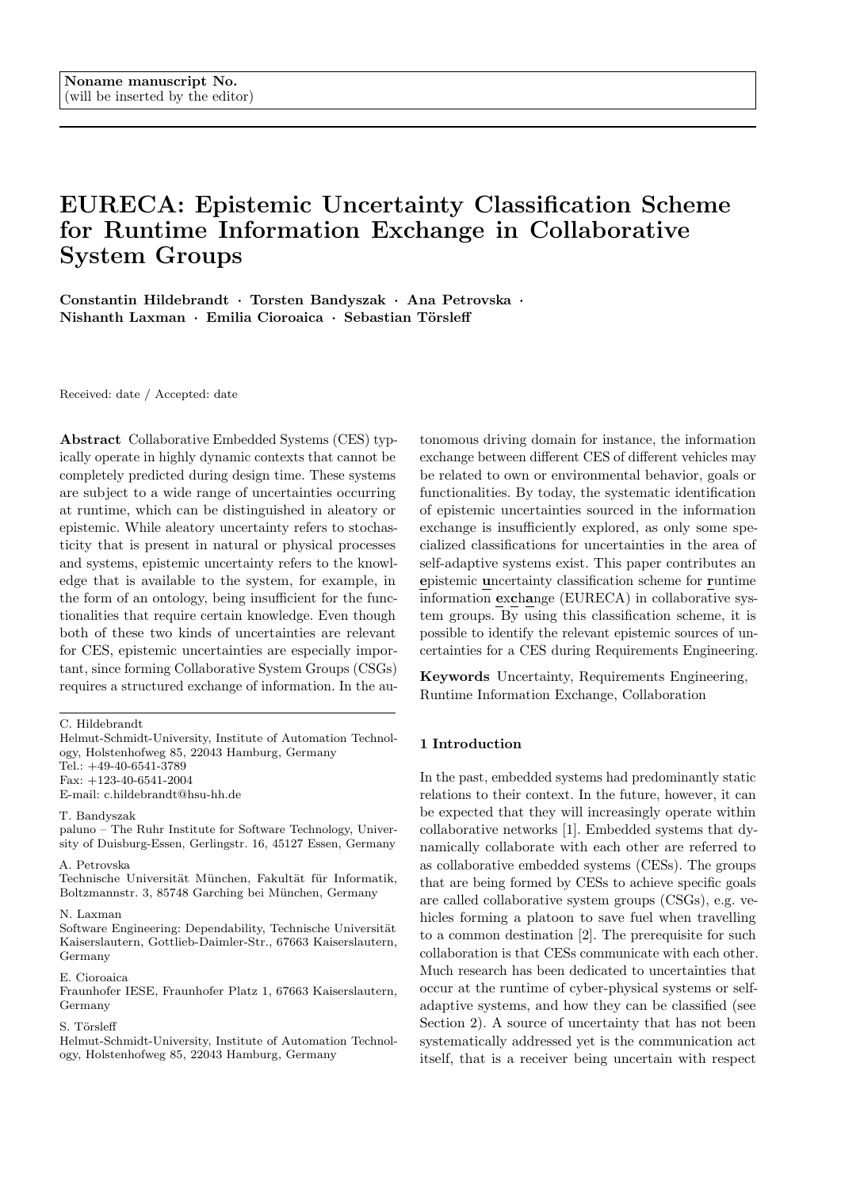Noname manuscript No.
(will be inserted by the editor)

# EURECA: Epistemic Uncertainty Classification Scheme for Runtime Information Exchange in Collaborative System Groups

**Constantin Hildebrandt · Torsten Bandyszak · Ana Petrovska · Nishanth Laxman · Emilia Cioroaica · Sebastian Törsleff**

Received: date / Accepted: date

**Abstract** Collaborative Embedded Systems (CES) typically operate in highly dynamic contexts that cannot be completely predicted during design time. These systems are subject to a wide range of uncertainties occurring at runtime, which can be distinguished in aleatory or epistemic. While aleatory uncertainty refers to stochasticity that is present in natural or physical processes and systems, epistemic uncertainty refers to the knowledge that is available to the system, for example, in the form of an ontology, being insufficient for the functionalities that require certain knowledge. Even though both of these two kinds of uncertainties are relevant for CES, epistemic uncertainties are especially important, since forming Collaborative System Groups (CSGs) requires a structured exchange of information. In the autonomous driving domain for instance, the information exchange between different CES of different vehicles may be related to own or environmental behavior, goals or functionalities. By today, the systematic identification of epistemic uncertainties sourced in the information exchange is insufficiently explored, as only some specialized classifications for uncertainties in the area of self-adaptive systems exist. This paper contributes an **e**pistemic **u**ncertainty classification scheme for **r**untime information **exch**a**n**ge (EURECA) in collaborative system groups. By using this classification scheme, it is possible to identify the relevant epistemic sources of uncertainties for a CES during Requirements Engineering.

**Keywords** Uncertainty, Requirements Engineering, Runtime Information Exchange, Collaboration

C. Hildebrandt
Helmut-Schmidt-University, Institute of Automation Technology, Holstenhofweg 85, 22043 Hamburg, Germany
Tel.: +49-40-6541-3789
Fax: +123-40-6541-2004
E-mail: c.hildebrandt@hsu-hh.de

T. Bandyszak
paluno – The Ruhr Institute for Software Technology, University of Duisburg-Essen, Gerlingstr. 16, 45127 Essen, Germany

A. Petrovska
Technische Universität München, Fakultät für Informatik, Boltzmannstr. 3, 85748 Garching bei München, Germany

N. Laxman
Software Engineering: Dependability, Technische Universität Kaiserslautern, Gottlieb-Daimler-Str., 67663 Kaiserslautern, Germany

E. Cioroaica
Fraunhofer IESE, Fraunhofer Platz 1, 67663 Kaiserslautern, Germany

S. Törsleff
Helmut-Schmidt-University, Institute of Automation Technology, Holstenhofweg 85, 22043 Hamburg, Germany

## 1 Introduction

In the past, embedded systems had predominantly static relations to their context. In the future, however, it can be expected that they will increasingly operate within collaborative networks [1]. Embedded systems that dynamically collaborate with each other are referred to as collaborative embedded systems (CESs). The groups that are being formed by CESs to achieve specific goals are called collaborative system groups (CSGs), e.g. vehicles forming a platoon to save fuel when travelling to a common destination [2]. The prerequisite for such collaboration is that CESs communicate with each other. Much research has been dedicated to uncertainties that occur at the runtime of cyber-physical systems or self-adaptive systems, and how they can be classified (see Section 2). A source of uncertainty that has not been systematically addressed yet is the communication act itself, that is a receiver being uncertain with respect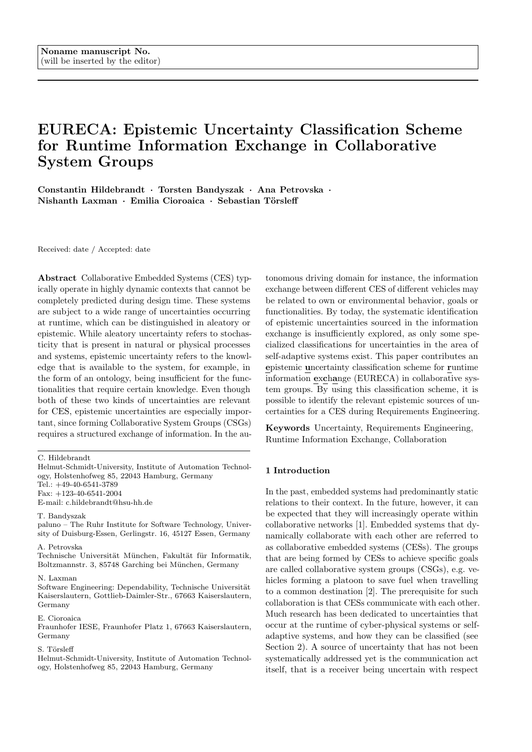Noname manuscript No.
(will be inserted by the editor)

# EURECA: Epistemic Uncertainty Classification Scheme for Runtime Information Exchange in Collaborative System Groups

**Constantin Hildebrandt · Torsten Bandyszak · Ana Petrovska · Nishanth Laxman · Emilia Cioroaica · Sebastian Törsleff**

Received: date / Accepted: date

**Abstract** Collaborative Embedded Systems (CES) typically operate in highly dynamic contexts that cannot be completely predicted during design time. These systems are subject to a wide range of uncertainties occurring at runtime, which can be distinguished in aleatory or epistemic. While aleatory uncertainty refers to stochasticity that is present in natural or physical processes and systems, epistemic uncertainty refers to the knowledge that is available to the system, for example, in the form of an ontology, being insufficient for the functionalities that require certain knowledge. Even though both of these two kinds of uncertainties are relevant for CES, epistemic uncertainties are especially important, since forming Collaborative System Groups (CSGs) requires a structured exchange of information. In the autonomous driving domain for instance, the information exchange between different CES of different vehicles may be related to own or environmental behavior, goals or functionalities. By today, the systematic identification of epistemic uncertainties sourced in the information exchange is insufficiently explored, as only some specialized classifications for uncertainties in the area of self-adaptive systems exist. This paper contributes an **e**pistemic **u**ncertainty classification scheme for **r**untime information **exch**a**nge** (EURECA) in collaborative system groups. By using this classification scheme, it is possible to identify the relevant epistemic sources of uncertainties for a CES during Requirements Engineering.

**Keywords** Uncertainty, Requirements Engineering, Runtime Information Exchange, Collaboration

C. Hildebrandt
Helmut-Schmidt-University, Institute of Automation Technology, Holstenhofweg 85, 22043 Hamburg, Germany
Tel.: +49-40-6541-3789
Fax: +123-40-6541-2004
E-mail: c.hildebrandt@hsu-hh.de

T. Bandyszak
paluno – The Ruhr Institute for Software Technology, University of Duisburg-Essen, Gerlingstr. 16, 45127 Essen, Germany

A. Petrovska
Technische Universität München, Fakultät für Informatik, Boltzmannstr. 3, 85748 Garching bei München, Germany

N. Laxman
Software Engineering: Dependability, Technische Universität Kaiserslautern, Gottlieb-Daimler-Str., 67663 Kaiserslautern, Germany

E. Cioroaica
Fraunhofer IESE, Fraunhofer Platz 1, 67663 Kaiserslautern, Germany

S. Törsleff
Helmut-Schmidt-University, Institute of Automation Technology, Holstenhofweg 85, 22043 Hamburg, Germany

## 1 Introduction

In the past, embedded systems had predominantly static relations to their context. In the future, however, it can be expected that they will increasingly operate within collaborative networks [1]. Embedded systems that dynamically collaborate with each other are referred to as collaborative embedded systems (CESs). The groups that are being formed by CESs to achieve specific goals are called collaborative system groups (CSGs), e.g. vehicles forming a platoon to save fuel when travelling to a common destination [2]. The prerequisite for such collaboration is that CESs communicate with each other. Much research has been dedicated to uncertainties that occur at the runtime of cyber-physical systems or self-adaptive systems, and how they can be classified (see Section 2). A source of uncertainty that has not been systematically addressed yet is the communication act itself, that is a receiver being uncertain with respect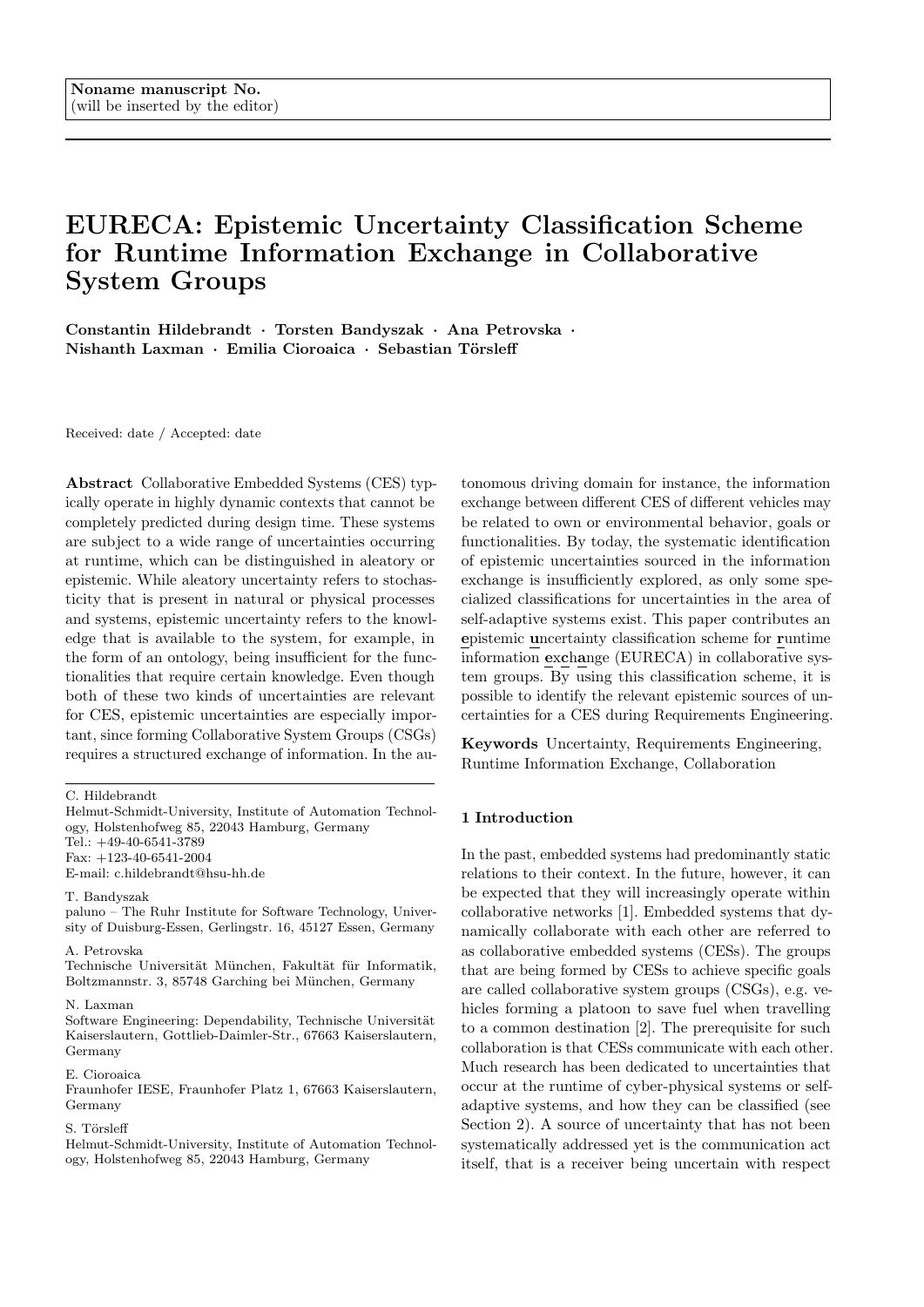Noname manuscript No.
(will be inserted by the editor)

# EURECA: Epistemic Uncertainty Classification Scheme for Runtime Information Exchange in Collaborative System Groups

**Constantin Hildebrandt · Torsten Bandyszak · Ana Petrovska · Nishanth Laxman · Emilia Cioroaica · Sebastian Törsleff**

Received: date / Accepted: date

**Abstract** Collaborative Embedded Systems (CES) typically operate in highly dynamic contexts that cannot be completely predicted during design time. These systems are subject to a wide range of uncertainties occurring at runtime, which can be distinguished in aleatory or epistemic. While aleatory uncertainty refers to stochasticity that is present in natural or physical processes and systems, epistemic uncertainty refers to the knowledge that is available to the system, for example, in the form of an ontology, being insufficient for the functionalities that require certain knowledge. Even though both of these two kinds of uncertainties are relevant for CES, epistemic uncertainties are especially important, since forming Collaborative System Groups (CSGs) requires a structured exchange of information. In the autonomous driving domain for instance, the information exchange between different CES of different vehicles may be related to own or environmental behavior, goals or functionalities. By today, the systematic identification of epistemic uncertainties sourced in the information exchange is insufficiently explored, as only some specialized classifications for uncertainties in the area of self-adaptive systems exist. This paper contributes an **e**pistemic **u**ncertainty classification scheme for **r**untime information **exch**a**nge (EURECA) in collaborative system groups. By using this classification scheme, it is possible to identify the relevant epistemic sources of uncertainties for a CES during Requirements Engineering.

**Keywords** Uncertainty, Requirements Engineering, Runtime Information Exchange, Collaboration

C. Hildebrandt
Helmut-Schmidt-University, Institute of Automation Technology, Holstenhofweg 85, 22043 Hamburg, Germany
Tel.: +49-40-6541-3789
Fax: +123-40-6541-2004
E-mail: c.hildebrandt@hsu-hh.de

T. Bandyszak
paluno – The Ruhr Institute for Software Technology, University of Duisburg-Essen, Gerlingstr. 16, 45127 Essen, Germany

A. Petrovska
Technische Universität München, Fakultät für Informatik, Boltzmannstr. 3, 85748 Garching bei München, Germany

N. Laxman
Software Engineering: Dependability, Technische Universität Kaiserslautern, Gottlieb-Daimler-Str., 67663 Kaiserslautern, Germany

E. Cioroaica
Fraunhofer IESE, Fraunhofer Platz 1, 67663 Kaiserslautern, Germany

S. Törsleff
Helmut-Schmidt-University, Institute of Automation Technology, Holstenhofweg 85, 22043 Hamburg, Germany

## 1 Introduction

In the past, embedded systems had predominantly static relations to their context. In the future, however, it can be expected that they will increasingly operate within collaborative networks [1]. Embedded systems that dynamically collaborate with each other are referred to as collaborative embedded systems (CESs). The groups that are being formed by CESs to achieve specific goals are called collaborative system groups (CSGs), e.g. vehicles forming a platoon to save fuel when travelling to a common destination [2]. The prerequisite for such collaboration is that CESs communicate with each other. Much research has been dedicated to uncertainties that occur at the runtime of cyber-physical systems or self-adaptive systems, and how they can be classified (see Section 2). A source of uncertainty that has not been systematically addressed yet is the communication act itself, that is a receiver being uncertain with respect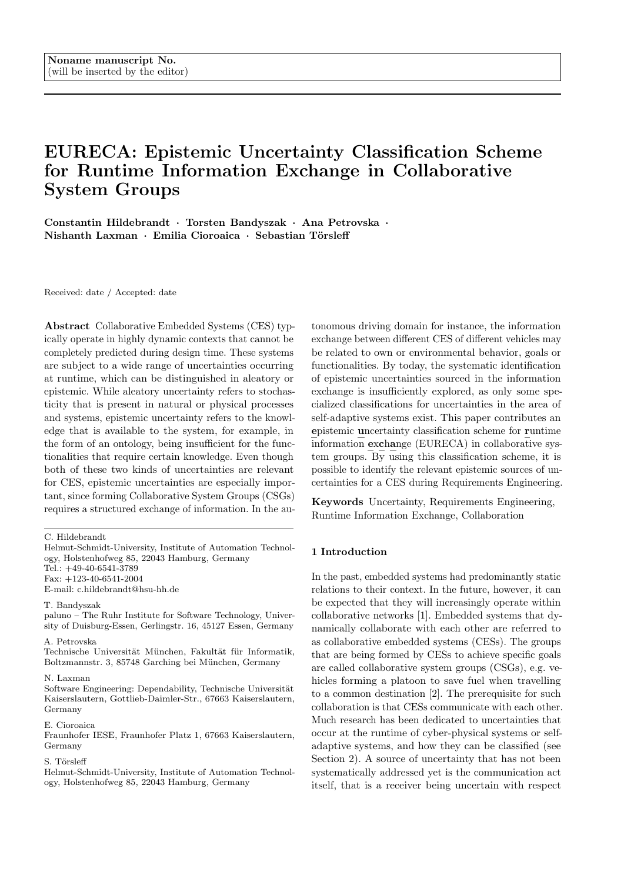Noname manuscript No.
(will be inserted by the editor)

# EURECA: Epistemic Uncertainty Classification Scheme for Runtime Information Exchange in Collaborative System Groups

**Constantin Hildebrandt · Torsten Bandyszak · Ana Petrovska · Nishanth Laxman · Emilia Cioroaica · Sebastian Törsleff**

Received: date / Accepted: date

**Abstract** Collaborative Embedded Systems (CES) typically operate in highly dynamic contexts that cannot be completely predicted during design time. These systems are subject to a wide range of uncertainties occurring at runtime, which can be distinguished in aleatory or epistemic. While aleatory uncertainty refers to stochasticity that is present in natural or physical processes and systems, epistemic uncertainty refers to the knowledge that is available to the system, for example, in the form of an ontology, being insufficient for the functionalities that require certain knowledge. Even though both of these two kinds of uncertainties are relevant for CES, epistemic uncertainties are especially important, since forming Collaborative System Groups (CSGs) requires a structured exchange of information. In the autonomous driving domain for instance, the information exchange between different CES of different vehicles may be related to own or environmental behavior, goals or functionalities. By today, the systematic identification of epistemic uncertainties sourced in the information exchange is insufficiently explored, as only some specialized classifications for uncertainties in the area of self-adaptive systems exist. This paper contributes an **e**pistemic **u**ncertainty classification scheme for **r**untime information **exch**ange (EURECA) in collaborative system groups. By using this classification scheme, it is possible to identify the relevant epistemic sources of uncertainties for a CES during Requirements Engineering.

**Keywords** Uncertainty, Requirements Engineering, Runtime Information Exchange, Collaboration

C. Hildebrandt
Helmut-Schmidt-University, Institute of Automation Technology, Holstenhofweg 85, 22043 Hamburg, Germany
Tel.: +49-40-6541-3789
Fax: +123-40-6541-2004
E-mail: c.hildebrandt@hsu-hh.de

T. Bandyszak
paluno – The Ruhr Institute for Software Technology, University of Duisburg-Essen, Gerlingstr. 16, 45127 Essen, Germany

A. Petrovska
Technische Universität München, Fakultät für Informatik, Boltzmannstr. 3, 85748 Garching bei München, Germany

N. Laxman
Software Engineering: Dependability, Technische Universität Kaiserslautern, Gottlieb-Daimler-Str., 67663 Kaiserslautern, Germany

E. Cioroaica
Fraunhofer IESE, Fraunhofer Platz 1, 67663 Kaiserslautern, Germany

S. Törsleff
Helmut-Schmidt-University, Institute of Automation Technology, Holstenhofweg 85, 22043 Hamburg, Germany

## 1 Introduction

In the past, embedded systems had predominantly static relations to their context. In the future, however, it can be expected that they will increasingly operate within collaborative networks [1]. Embedded systems that dynamically collaborate with each other are referred to as collaborative embedded systems (CESs). The groups that are being formed by CESs to achieve specific goals are called collaborative system groups (CSGs), e.g. vehicles forming a platoon to save fuel when travelling to a common destination [2]. The prerequisite for such collaboration is that CESs communicate with each other. Much research has been dedicated to uncertainties that occur at the runtime of cyber-physical systems or self-adaptive systems, and how they can be classified (see Section 2). A source of uncertainty that has not been systematically addressed yet is the communication act itself, that is a receiver being uncertain with respect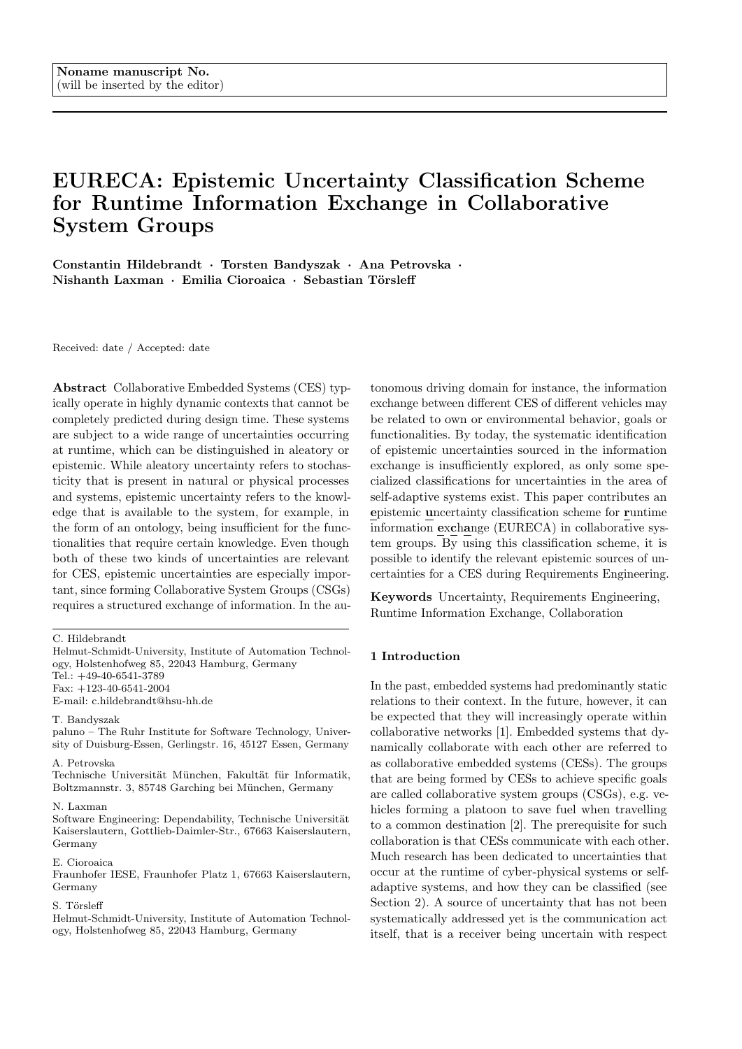Noname manuscript No.
(will be inserted by the editor)

# EURECA: Epistemic Uncertainty Classification Scheme for Runtime Information Exchange in Collaborative System Groups

**Constantin Hildebrandt · Torsten Bandyszak · Ana Petrovska · Nishanth Laxman · Emilia Cioroaica · Sebastian Törsleff**

Received: date / Accepted: date

**Abstract** Collaborative Embedded Systems (CES) typically operate in highly dynamic contexts that cannot be completely predicted during design time. These systems are subject to a wide range of uncertainties occurring at runtime, which can be distinguished in aleatory or epistemic. While aleatory uncertainty refers to stochasticity that is present in natural or physical processes and systems, epistemic uncertainty refers to the knowledge that is available to the system, for example, in the form of an ontology, being insufficient for the functionalities that require certain knowledge. Even though both of these two kinds of uncertainties are relevant for CES, epistemic uncertainties are especially important, since forming Collaborative System Groups (CSGs) requires a structured exchange of information. In the autonomous driving domain for instance, the information exchange between different CES of different vehicles may be related to own or environmental behavior, goals or functionalities. By today, the systematic identification of epistemic uncertainties sourced in the information exchange is insufficiently explored, as only some specialized classifications for uncertainties in the area of self-adaptive systems exist. This paper contributes an **e**pistemic **u**ncertainty classification scheme for **r**untime information **exch**ange (EURECA) in collaborative system groups. By using this classification scheme, it is possible to identify the relevant epistemic sources of uncertainties for a CES during Requirements Engineering.

**Keywords** Uncertainty, Requirements Engineering, Runtime Information Exchange, Collaboration

C. Hildebrandt
Helmut-Schmidt-University, Institute of Automation Technology, Holstenhofweg 85, 22043 Hamburg, Germany
Tel.: +49-40-6541-3789
Fax: +123-40-6541-2004
E-mail: c.hildebrandt@hsu-hh.de

T. Bandyszak
paluno – The Ruhr Institute for Software Technology, University of Duisburg-Essen, Gerlingstr. 16, 45127 Essen, Germany

A. Petrovska
Technische Universität München, Fakultät für Informatik, Boltzmannstr. 3, 85748 Garching bei München, Germany

N. Laxman
Software Engineering: Dependability, Technische Universität Kaiserslautern, Gottlieb-Daimler-Str., 67663 Kaiserslautern, Germany

E. Cioroaica
Fraunhofer IESE, Fraunhofer Platz 1, 67663 Kaiserslautern, Germany

S. Törsleff
Helmut-Schmidt-University, Institute of Automation Technology, Holstenhofweg 85, 22043 Hamburg, Germany

## 1 Introduction

In the past, embedded systems had predominantly static relations to their context. In the future, however, it can be expected that they will increasingly operate within collaborative networks [1]. Embedded systems that dynamically collaborate with each other are referred to as collaborative embedded systems (CESs). The groups that are being formed by CESs to achieve specific goals are called collaborative system groups (CSGs), e.g. vehicles forming a platoon to save fuel when travelling to a common destination [2]. The prerequisite for such collaboration is that CESs communicate with each other. Much research has been dedicated to uncertainties that occur at the runtime of cyber-physical systems or self-adaptive systems, and how they can be classified (see Section 2). A source of uncertainty that has not been systematically addressed yet is the communication act itself, that is a receiver being uncertain with respect